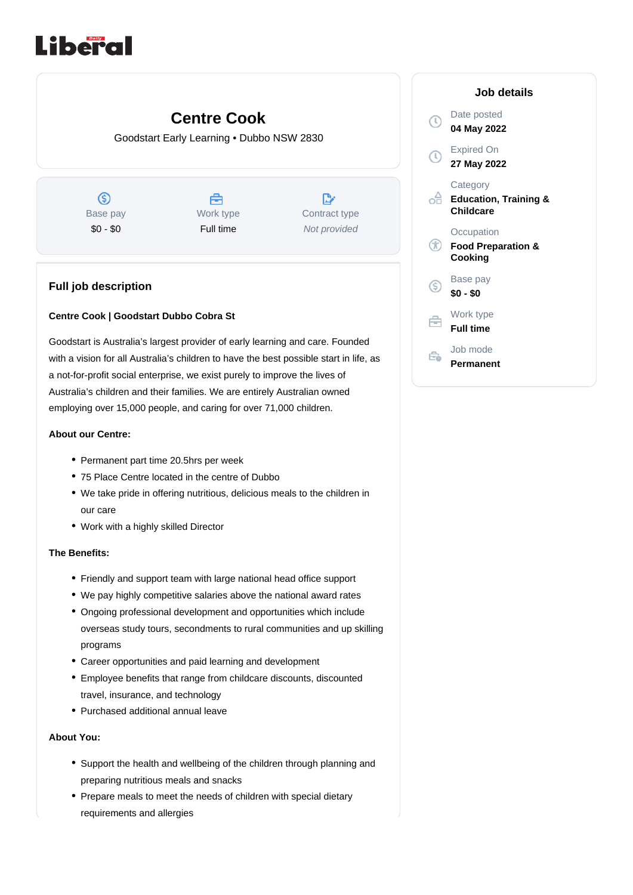Daily Liberal

# Centre Cook

Goodstart Early Learning • Dubbo NSW 2830

| Base pay | Work type | Contract type |
| --- | --- | --- |
| $0 - $0 | Full time | *Not provided* |

## Job details

Date posted
**04 May 2022**

Expired On
**27 May 2022**

Category
**Education, Training & Childcare**

Occupation
**Food Preparation & Cooking**

Base pay
**$0 - $0**

Work type
**Full time**

Job mode
**Permanent**

## Full job description

**Centre Cook | Goodstart Dubbo Cobra St**

Goodstart is Australia's largest provider of early learning and care. Founded with a vision for all Australia's children to have the best possible start in life, as a not-for-profit social enterprise, we exist purely to improve the lives of Australia's children and their families. We are entirely Australian owned employing over 15,000 people, and caring for over 71,000 children.

**About our Centre:**

- Permanent part time 20.5hrs per week
- 75 Place Centre located in the centre of Dubbo
- We take pride in offering nutritious, delicious meals to the children in our care
- Work with a highly skilled Director

**The Benefits:**

- Friendly and support team with large national head office support
- We pay highly competitive salaries above the national award rates
- Ongoing professional development and opportunities which include overseas study tours, secondments to rural communities and up skilling programs
- Career opportunities and paid learning and development
- Employee benefits that range from childcare discounts, discounted travel, insurance, and technology
- Purchased additional annual leave

**About You:**

- Support the health and wellbeing of the children through planning and preparing nutritious meals and snacks
- Prepare meals to meet the needs of children with special dietary requirements and allergies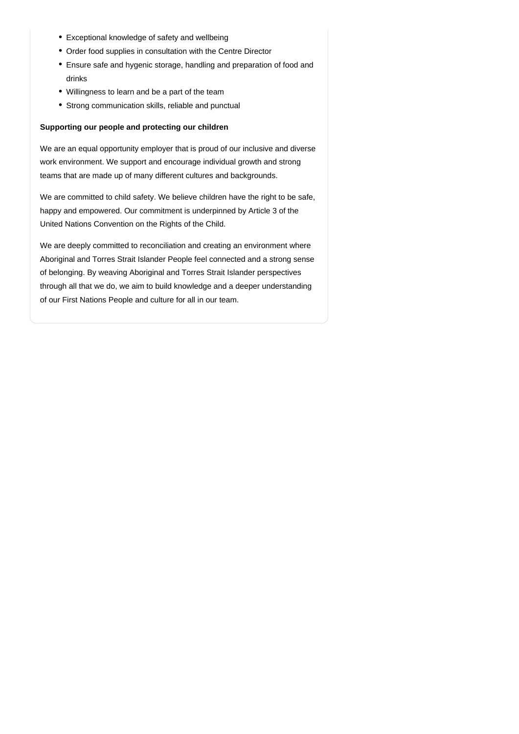- Exceptional knowledge of safety and wellbeing
- Order food supplies in consultation with the Centre Director
- Ensure safe and hygenic storage, handling and preparation of food and drinks
- Willingness to learn and be a part of the team
- Strong communication skills, reliable and punctual

**Supporting our people and protecting our children**

We are an equal opportunity employer that is proud of our inclusive and diverse work environment. We support and encourage individual growth and strong teams that are made up of many different cultures and backgrounds.

We are committed to child safety. We believe children have the right to be safe, happy and empowered. Our commitment is underpinned by Article 3 of the United Nations Convention on the Rights of the Child.

We are deeply committed to reconciliation and creating an environment where Aboriginal and Torres Strait Islander People feel connected and a strong sense of belonging. By weaving Aboriginal and Torres Strait Islander perspectives through all that we do, we aim to build knowledge and a deeper understanding of our First Nations People and culture for all in our team.